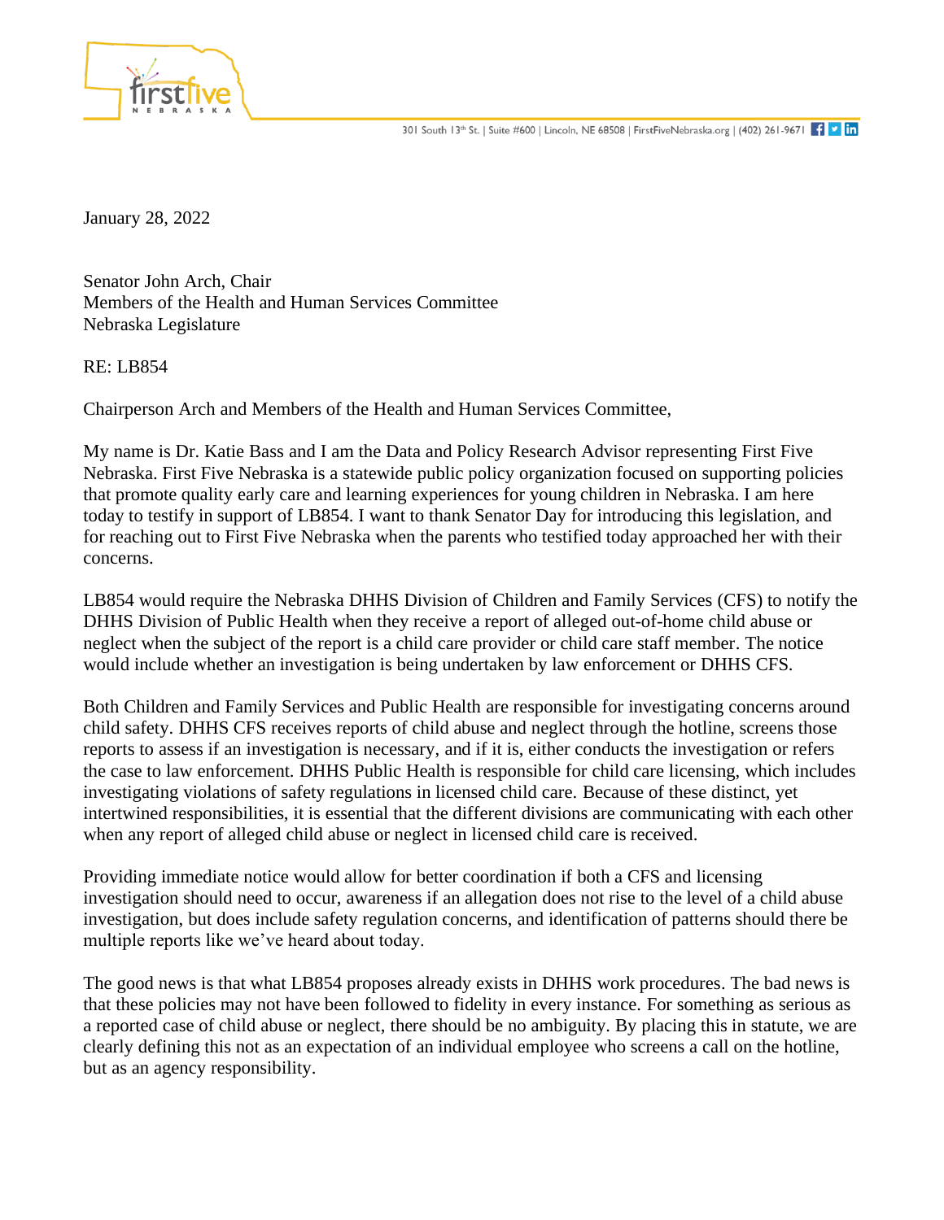301 South 13th St. | Suite #600 | Lincoln, NE 68508 | FirstFiveNebraska.org | (402) 261-9671

January 28, 2022

Senator John Arch, Chair
Members of the Health and Human Services Committee
Nebraska Legislature

RE: LB854

Chairperson Arch and Members of the Health and Human Services Committee,

My name is Dr. Katie Bass and I am the Data and Policy Research Advisor representing First Five Nebraska. First Five Nebraska is a statewide public policy organization focused on supporting policies that promote quality early care and learning experiences for young children in Nebraska. I am here today to testify in support of LB854. I want to thank Senator Day for introducing this legislation, and for reaching out to First Five Nebraska when the parents who testified today approached her with their concerns.

LB854 would require the Nebraska DHHS Division of Children and Family Services (CFS) to notify the DHHS Division of Public Health when they receive a report of alleged out-of-home child abuse or neglect when the subject of the report is a child care provider or child care staff member. The notice would include whether an investigation is being undertaken by law enforcement or DHHS CFS.

Both Children and Family Services and Public Health are responsible for investigating concerns around child safety. DHHS CFS receives reports of child abuse and neglect through the hotline, screens those reports to assess if an investigation is necessary, and if it is, either conducts the investigation or refers the case to law enforcement. DHHS Public Health is responsible for child care licensing, which includes investigating violations of safety regulations in licensed child care. Because of these distinct, yet intertwined responsibilities, it is essential that the different divisions are communicating with each other when any report of alleged child abuse or neglect in licensed child care is received.

Providing immediate notice would allow for better coordination if both a CFS and licensing investigation should need to occur, awareness if an allegation does not rise to the level of a child abuse investigation, but does include safety regulation concerns, and identification of patterns should there be multiple reports like we've heard about today.

The good news is that what LB854 proposes already exists in DHHS work procedures. The bad news is that these policies may not have been followed to fidelity in every instance. For something as serious as a reported case of child abuse or neglect, there should be no ambiguity. By placing this in statute, we are clearly defining this not as an expectation of an individual employee who screens a call on the hotline, but as an agency responsibility.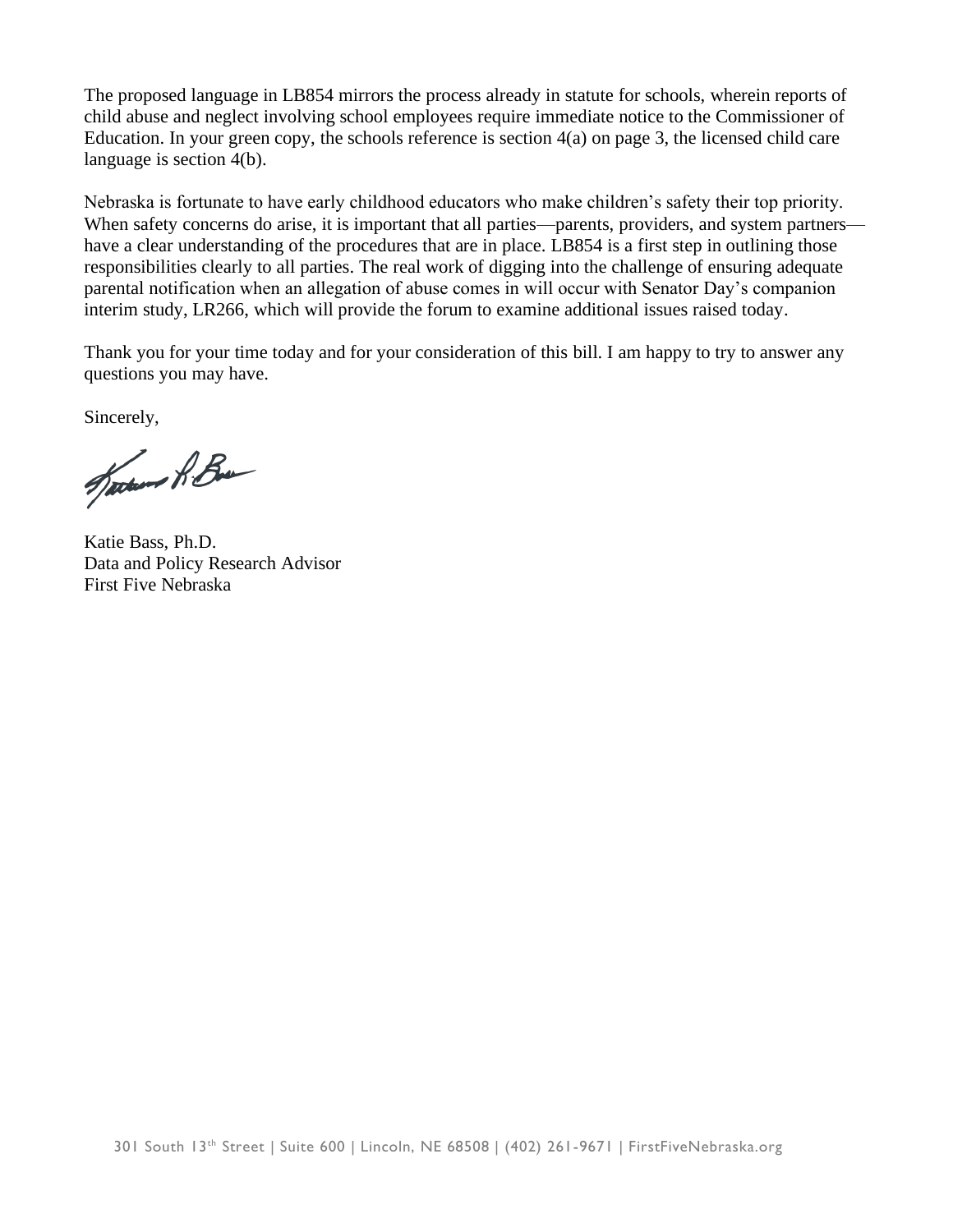The proposed language in LB854 mirrors the process already in statute for schools, wherein reports of child abuse and neglect involving school employees require immediate notice to the Commissioner of Education. In your green copy, the schools reference is section 4(a) on page 3, the licensed child care language is section 4(b).

Nebraska is fortunate to have early childhood educators who make children's safety their top priority. When safety concerns do arise, it is important that all parties—parents, providers, and system partners—have a clear understanding of the procedures that are in place. LB854 is a first step in outlining those responsibilities clearly to all parties. The real work of digging into the challenge of ensuring adequate parental notification when an allegation of abuse comes in will occur with Senator Day's companion interim study, LR266, which will provide the forum to examine additional issues raised today.

Thank you for your time today and for your consideration of this bill. I am happy to try to answer any questions you may have.

Sincerely,

Katie Bass, Ph.D.
Data and Policy Research Advisor
First Five Nebraska

301 South 13th Street | Suite 600 | Lincoln, NE 68508 | (402) 261-9671 | FirstFiveNebraska.org